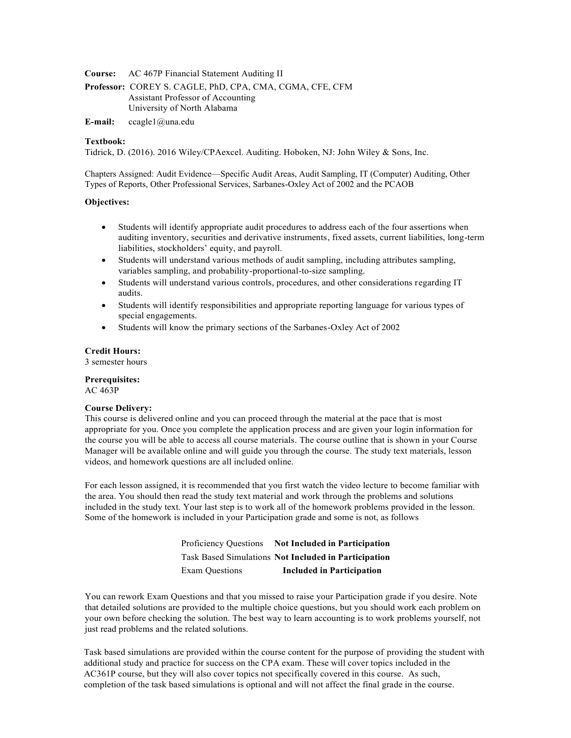**Course:** AC 467P Financial Statement Auditing II

**Professor:** COREY S. CAGLE, PhD, CPA, CMA, CGMA, CFE, CFM
Assistant Professor of Accounting
University of North Alabama

**E-mail:** ccagle1@una.edu

**Textbook:**
Tidrick, D. (2016). 2016 Wiley/CPAexcel. Auditing. Hoboken, NJ: John Wiley & Sons, Inc.

Chapters Assigned: Audit Evidence—Specific Audit Areas, Audit Sampling, IT (Computer) Auditing, Other Types of Reports, Other Professional Services, Sarbanes-Oxley Act of 2002 and the PCAOB

**Objectives:**

- Students will identify appropriate audit procedures to address each of the four assertions when auditing inventory, securities and derivative instruments, fixed assets, current liabilities, long-term liabilities, stockholders' equity, and payroll.
- Students will understand various methods of audit sampling, including attributes sampling, variables sampling, and probability-proportional-to-size sampling.
- Students will understand various controls, procedures, and other considerations regarding IT audits.
- Students will identify responsibilities and appropriate reporting language for various types of special engagements.
- Students will know the primary sections of the Sarbanes-Oxley Act of 2002

**Credit Hours:**
3 semester hours

**Prerequisites:**
AC 463P

**Course Delivery:**
This course is delivered online and you can proceed through the material at the pace that is most appropriate for you. Once you complete the application process and are given your login information for the course you will be able to access all course materials. The course outline that is shown in your Course Manager will be available online and will guide you through the course. The study text materials, lesson videos, and homework questions are all included online.

For each lesson assigned, it is recommended that you first watch the video lecture to become familiar with the area. You should then read the study text material and work through the problems and solutions included in the study text. Your last step is to work all of the homework problems provided in the lesson. Some of the homework is included in your Participation grade and some is not, as follows

| | |
|---|---|
| Proficiency Questions | **Not Included in Participation** |
| Task Based Simulations | **Not Included in Participation** |
| Exam Questions | **Included in Participation** |

You can rework Exam Questions and that you missed to raise your Participation grade if you desire. Note that detailed solutions are provided to the multiple choice questions, but you should work each problem on your own before checking the solution. The best way to learn accounting is to work problems yourself, not just read problems and the related solutions.

Task based simulations are provided within the course content for the purpose of providing the student with additional study and practice for success on the CPA exam. These will cover topics included in the AC361P course, but they will also cover topics not specifically covered in this course. As such, completion of the task based simulations is optional and will not affect the final grade in the course.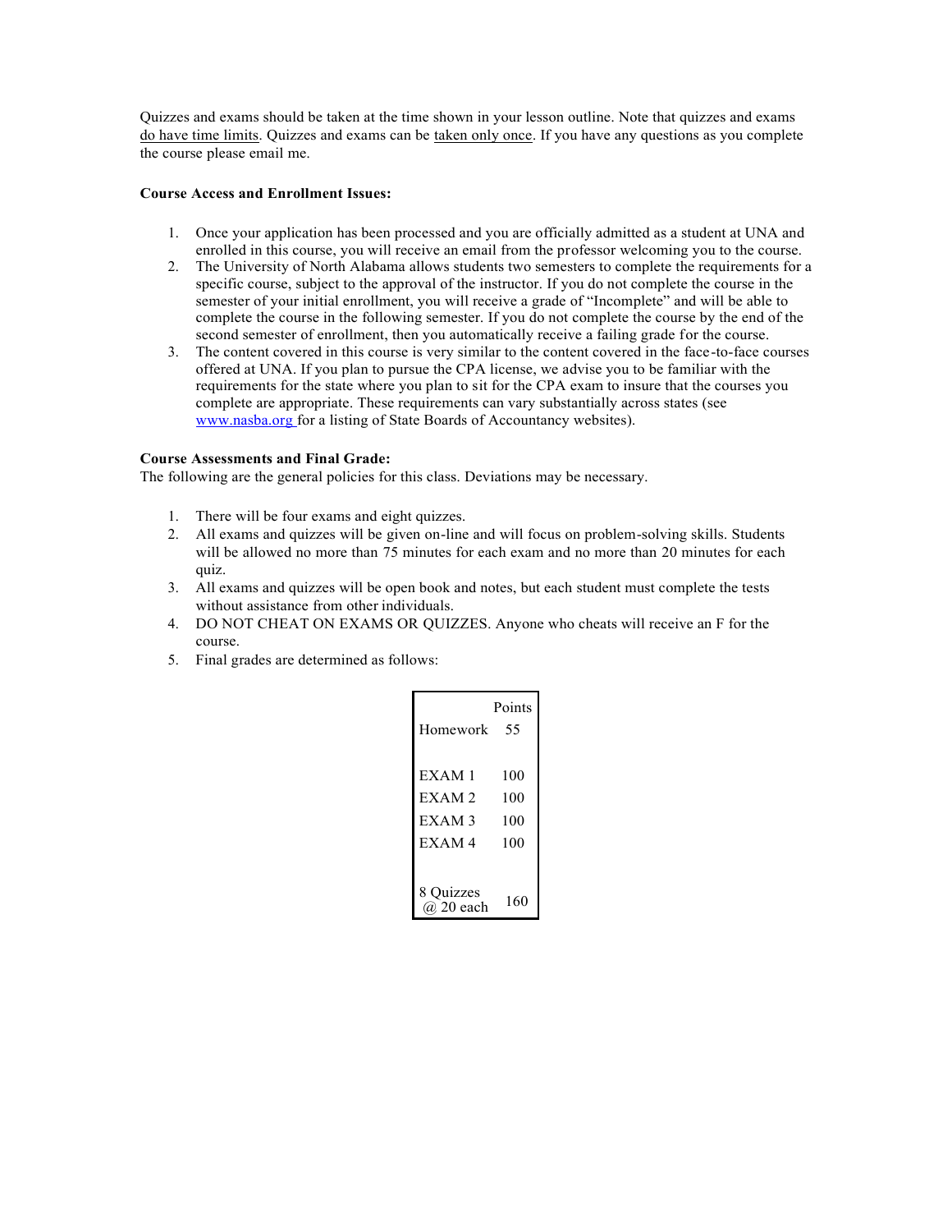Quizzes and exams should be taken at the time shown in your lesson outline. Note that quizzes and exams <u>do have time limits</u>. Quizzes and exams can be <u>taken only once</u>. If you have any questions as you complete the course please email me.

**Course Access and Enrollment Issues:**

1. Once your application has been processed and you are officially admitted as a student at UNA and enrolled in this course, you will receive an email from the professor welcoming you to the course.
2. The University of North Alabama allows students two semesters to complete the requirements for a specific course, subject to the approval of the instructor. If you do not complete the course in the semester of your initial enrollment, you will receive a grade of "Incomplete" and will be able to complete the course in the following semester. If you do not complete the course by the end of the second semester of enrollment, then you automatically receive a failing grade for the course.
3. The content covered in this course is very similar to the content covered in the face-to-face courses offered at UNA. If you plan to pursue the CPA license, we advise you to be familiar with the requirements for the state where you plan to sit for the CPA exam to insure that the courses you complete are appropriate. These requirements can vary substantially across states (see www.nasba.org for a listing of State Boards of Accountancy websites).

**Course Assessments and Final Grade:**
The following are the general policies for this class. Deviations may be necessary.

1. There will be four exams and eight quizzes.
2. All exams and quizzes will be given on-line and will focus on problem-solving skills. Students will be allowed no more than 75 minutes for each exam and no more than 20 minutes for each quiz.
3. All exams and quizzes will be open book and notes, but each student must complete the tests without assistance from other individuals.
4. DO NOT CHEAT ON EXAMS OR QUIZZES. Anyone who cheats will receive an F for the course.
5. Final grades are determined as follows:

| | Points |
|---|---|
| Homework | 55 |
| EXAM 1 | 100 |
| EXAM 2 | 100 |
| EXAM 3 | 100 |
| EXAM 4 | 100 |
| 8 Quizzes @ 20 each | 160 |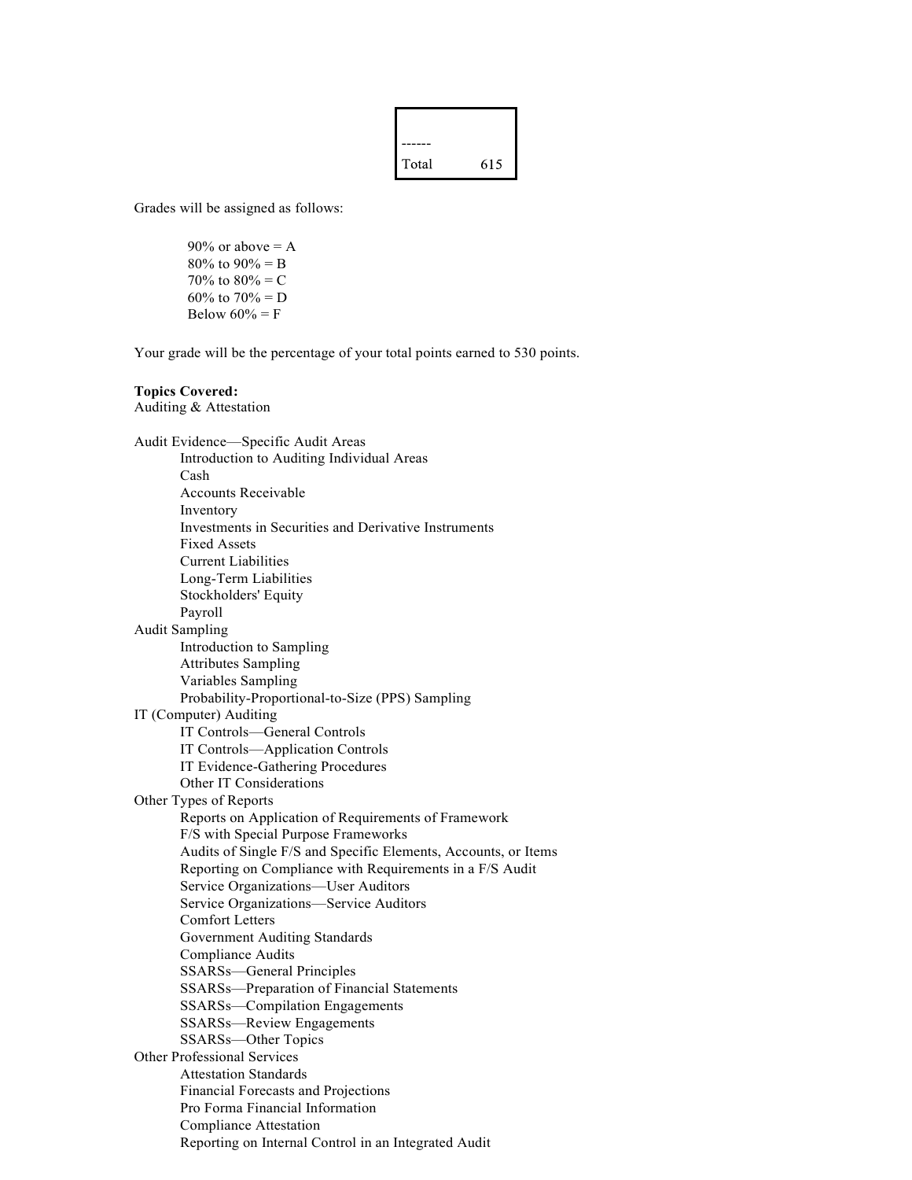| | |
|---|---|
| ------ | |
| Total | 615 |

Grades will be assigned as follows:

90% or above = A
80% to 90% = B
70% to 80% = C
60% to 70% = D
Below 60% = F

Your grade will be the percentage of your total points earned to 530 points.

**Topics Covered:**
Auditing & Attestation

Audit Evidence—Specific Audit Areas
- Introduction to Auditing Individual Areas
- Cash
- Accounts Receivable
- Inventory
- Investments in Securities and Derivative Instruments
- Fixed Assets
- Current Liabilities
- Long-Term Liabilities
- Stockholders' Equity
- Payroll

Audit Sampling
- Introduction to Sampling
- Attributes Sampling
- Variables Sampling
- Probability-Proportional-to-Size (PPS) Sampling

IT (Computer) Auditing
- IT Controls—General Controls
- IT Controls—Application Controls
- IT Evidence-Gathering Procedures
- Other IT Considerations

Other Types of Reports
- Reports on Application of Requirements of Framework
- F/S with Special Purpose Frameworks
- Audits of Single F/S and Specific Elements, Accounts, or Items
- Reporting on Compliance with Requirements in a F/S Audit
- Service Organizations—User Auditors
- Service Organizations—Service Auditors
- Comfort Letters
- Government Auditing Standards
- Compliance Audits
- SSARSs—General Principles
- SSARSs—Preparation of Financial Statements
- SSARSs—Compilation Engagements
- SSARSs—Review Engagements
- SSARSs—Other Topics

Other Professional Services
- Attestation Standards
- Financial Forecasts and Projections
- Pro Forma Financial Information
- Compliance Attestation
- Reporting on Internal Control in an Integrated Audit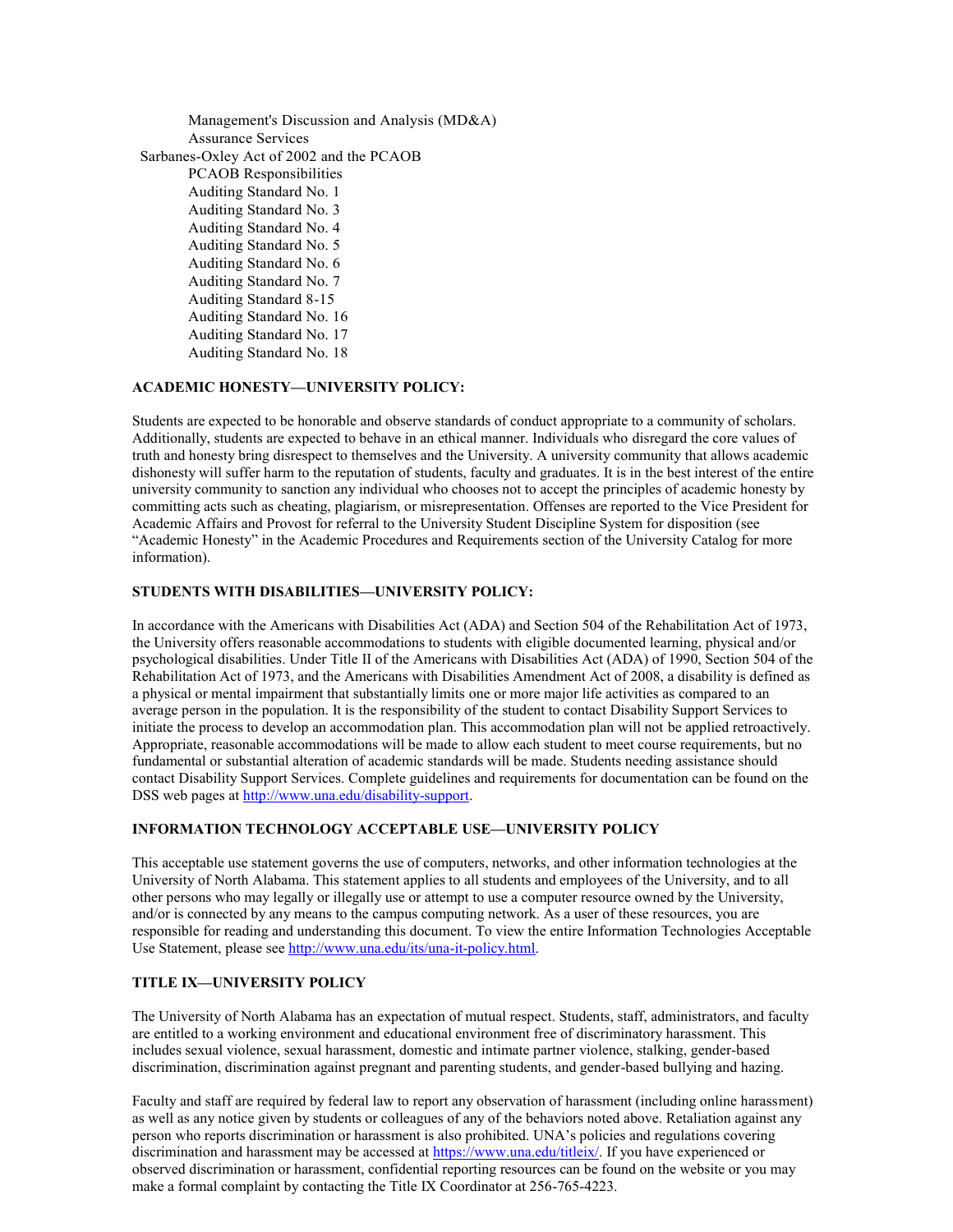- Management's Discussion and Analysis (MD&A)
- Assurance Services

Sarbanes-Oxley Act of 2002 and the PCAOB

- PCAOB Responsibilities
- Auditing Standard No. 1
- Auditing Standard No. 3
- Auditing Standard No. 4
- Auditing Standard No. 5
- Auditing Standard No. 6
- Auditing Standard No. 7
- Auditing Standard 8-15
- Auditing Standard No. 16
- Auditing Standard No. 17
- Auditing Standard No. 18

**ACADEMIC HONESTY—UNIVERSITY POLICY:**

Students are expected to be honorable and observe standards of conduct appropriate to a community of scholars. Additionally, students are expected to behave in an ethical manner. Individuals who disregard the core values of truth and honesty bring disrespect to themselves and the University. A university community that allows academic dishonesty will suffer harm to the reputation of students, faculty and graduates. It is in the best interest of the entire university community to sanction any individual who chooses not to accept the principles of academic honesty by committing acts such as cheating, plagiarism, or misrepresentation. Offenses are reported to the Vice President for Academic Affairs and Provost for referral to the University Student Discipline System for disposition (see "Academic Honesty" in the Academic Procedures and Requirements section of the University Catalog for more information).

**STUDENTS WITH DISABILITIES—UNIVERSITY POLICY:**

In accordance with the Americans with Disabilities Act (ADA) and Section 504 of the Rehabilitation Act of 1973, the University offers reasonable accommodations to students with eligible documented learning, physical and/or psychological disabilities. Under Title II of the Americans with Disabilities Act (ADA) of 1990, Section 504 of the Rehabilitation Act of 1973, and the Americans with Disabilities Amendment Act of 2008, a disability is defined as a physical or mental impairment that substantially limits one or more major life activities as compared to an average person in the population. It is the responsibility of the student to contact Disability Support Services to initiate the process to develop an accommodation plan. This accommodation plan will not be applied retroactively. Appropriate, reasonable accommodations will be made to allow each student to meet course requirements, but no fundamental or substantial alteration of academic standards will be made. Students needing assistance should contact Disability Support Services. Complete guidelines and requirements for documentation can be found on the DSS web pages at http://www.una.edu/disability-support.

**INFORMATION TECHNOLOGY ACCEPTABLE USE—UNIVERSITY POLICY**

This acceptable use statement governs the use of computers, networks, and other information technologies at the University of North Alabama. This statement applies to all students and employees of the University, and to all other persons who may legally or illegally use or attempt to use a computer resource owned by the University, and/or is connected by any means to the campus computing network. As a user of these resources, you are responsible for reading and understanding this document. To view the entire Information Technologies Acceptable Use Statement, please see http://www.una.edu/its/una-it-policy.html.

**TITLE IX—UNIVERSITY POLICY**

The University of North Alabama has an expectation of mutual respect. Students, staff, administrators, and faculty are entitled to a working environment and educational environment free of discriminatory harassment. This includes sexual violence, sexual harassment, domestic and intimate partner violence, stalking, gender-based discrimination, discrimination against pregnant and parenting students, and gender-based bullying and hazing.

Faculty and staff are required by federal law to report any observation of harassment (including online harassment) as well as any notice given by students or colleagues of any of the behaviors noted above. Retaliation against any person who reports discrimination or harassment is also prohibited. UNA's policies and regulations covering discrimination and harassment may be accessed at https://www.una.edu/titleix/. If you have experienced or observed discrimination or harassment, confidential reporting resources can be found on the website or you may make a formal complaint by contacting the Title IX Coordinator at 256-765-4223.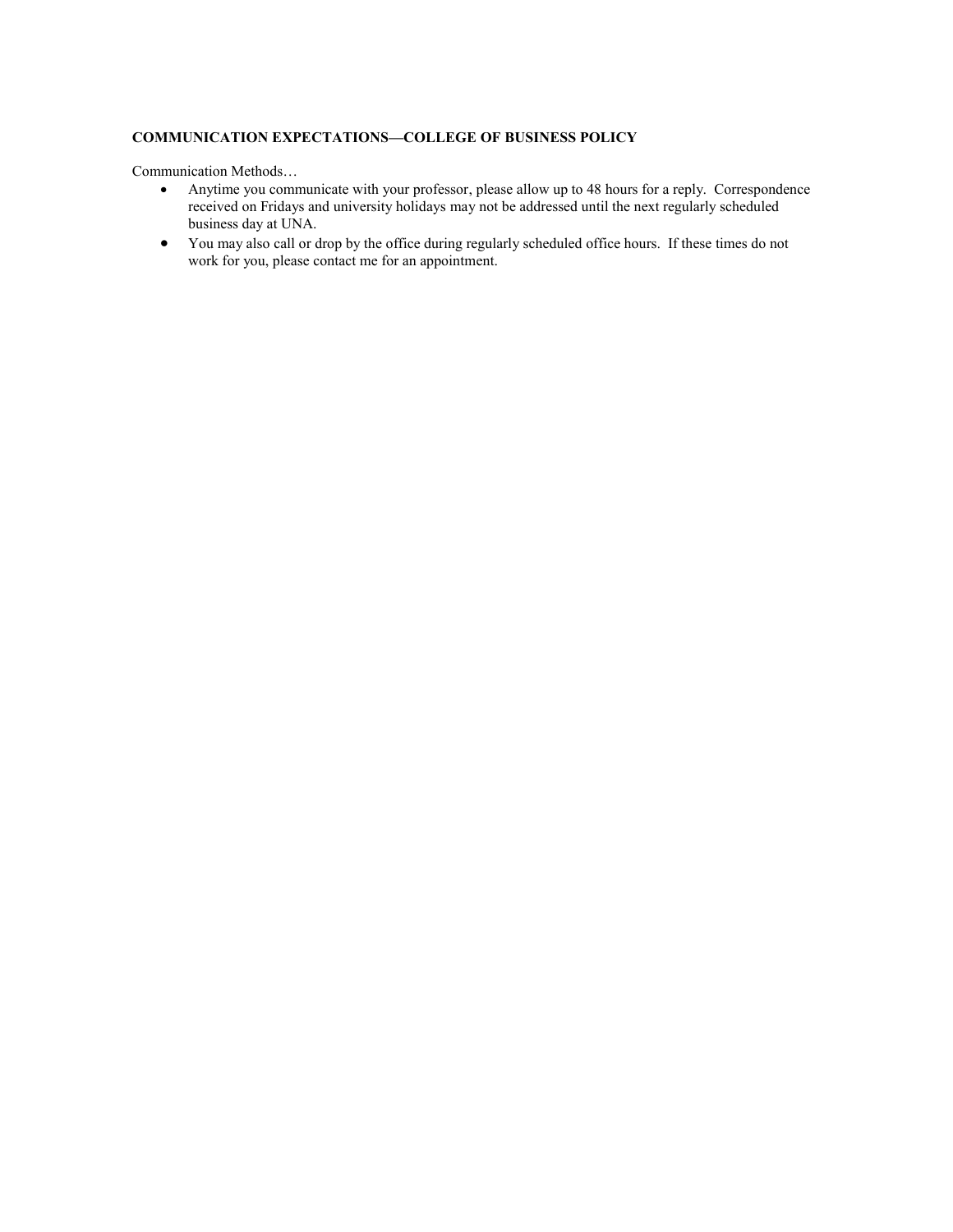**COMMUNICATION EXPECTATIONS—COLLEGE OF BUSINESS POLICY**

Communication Methods…

- Anytime you communicate with your professor, please allow up to 48 hours for a reply. Correspondence received on Fridays and university holidays may not be addressed until the next regularly scheduled business day at UNA.
- You may also call or drop by the office during regularly scheduled office hours. If these times do not work for you, please contact me for an appointment.